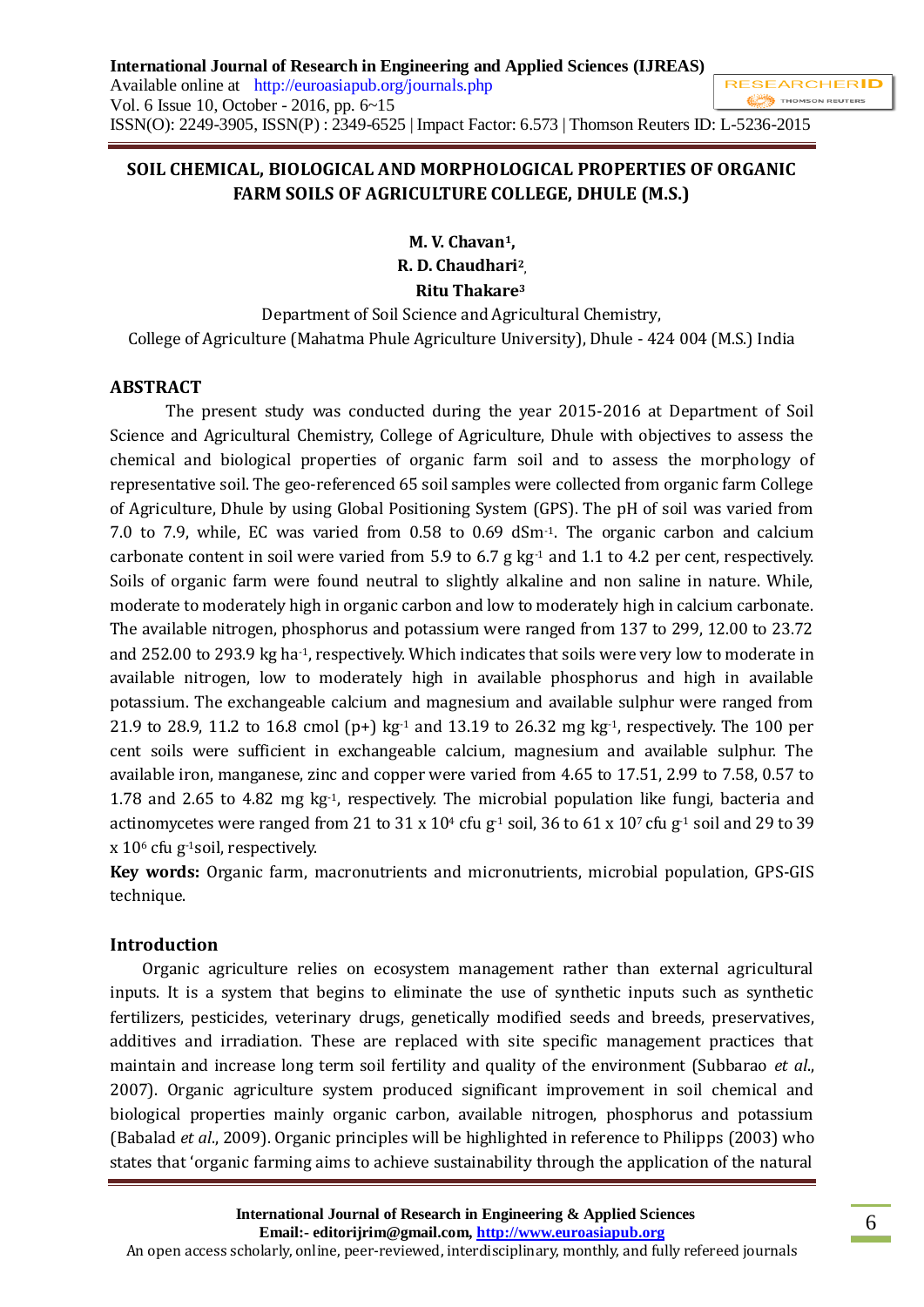# SOIL CHEMICAL, BIOLOGICAL AND MORPHOLOGICAL PROPERTIES OF ORGANIC FARM SOILS OF AGRICULTURE COLLEGE, DHULE (M.S.)

**M. V. Chavan[1],**
**R. D. Chaudhari[2],**
**Ritu Thakare[3]**

Department of Soil Science and Agricultural Chemistry,
College of Agriculture (Mahatma Phule Agriculture University), Dhule - 424 004 (M.S.) India

## ABSTRACT

The present study was conducted during the year 2015-2016 at Department of Soil Science and Agricultural Chemistry, College of Agriculture, Dhule with objectives to assess the chemical and biological properties of organic farm soil and to assess the morphology of representative soil. The geo-referenced 65 soil samples were collected from organic farm College of Agriculture, Dhule by using Global Positioning System (GPS). The pH of soil was varied from 7.0 to 7.9, while, EC was varied from 0.58 to 0.69 $dSm^{-1}$. The organic carbon and calcium carbonate content in soil were varied from 5.9 to 6.7 g $kg^{-1}$ and 1.1 to 4.2 per cent, respectively. Soils of organic farm were found neutral to slightly alkaline and non saline in nature. While, moderate to moderately high in organic carbon and low to moderately high in calcium carbonate. The available nitrogen, phosphorus and potassium were ranged from 137 to 299, 12.00 to 23.72 and 252.00 to 293.9 kg $ha^{-1}$, respectively. Which indicates that soils were very low to moderate in available nitrogen, low to moderately high in available phosphorus and high in available potassium. The exchangeable calcium and magnesium and available sulphur were ranged from 21.9 to 28.9, 11.2 to 16.8 cmol (p+) $kg^{-1}$ and 13.19 to 26.32 mg $kg^{-1}$, respectively. The 100 per cent soils were sufficient in exchangeable calcium, magnesium and available sulphur. The available iron, manganese, zinc and copper were varied from 4.65 to 17.51, 2.99 to 7.58, 0.57 to 1.78 and 2.65 to 4.82 mg $kg^{-1}$, respectively. The microbial population like fungi, bacteria and actinomycetes were ranged from 21 to 31 x $10^4$ cfu $g^{-1}$ soil, 36 to 61 x $10^7$ cfu $g^{-1}$ soil and 29 to 39 x $10^6$ cfu $g^{-1}$soil, respectively.

**Key words:** Organic farm, macronutrients and micronutrients, microbial population, GPS-GIS technique.

## Introduction

Organic agriculture relies on ecosystem management rather than external agricultural inputs. It is a system that begins to eliminate the use of synthetic inputs such as synthetic fertilizers, pesticides, veterinary drugs, genetically modified seeds and breeds, preservatives, additives and irradiation. These are replaced with site specific management practices that maintain and increase long term soil fertility and quality of the environment (Subbarao *et al*., 2007). Organic agriculture system produced significant improvement in soil chemical and biological properties mainly organic carbon, available nitrogen, phosphorus and potassium (Babalad *et al*., 2009). Organic principles will be highlighted in reference to Philipps (2003) who states that 'organic farming aims to achieve sustainability through the application of the natural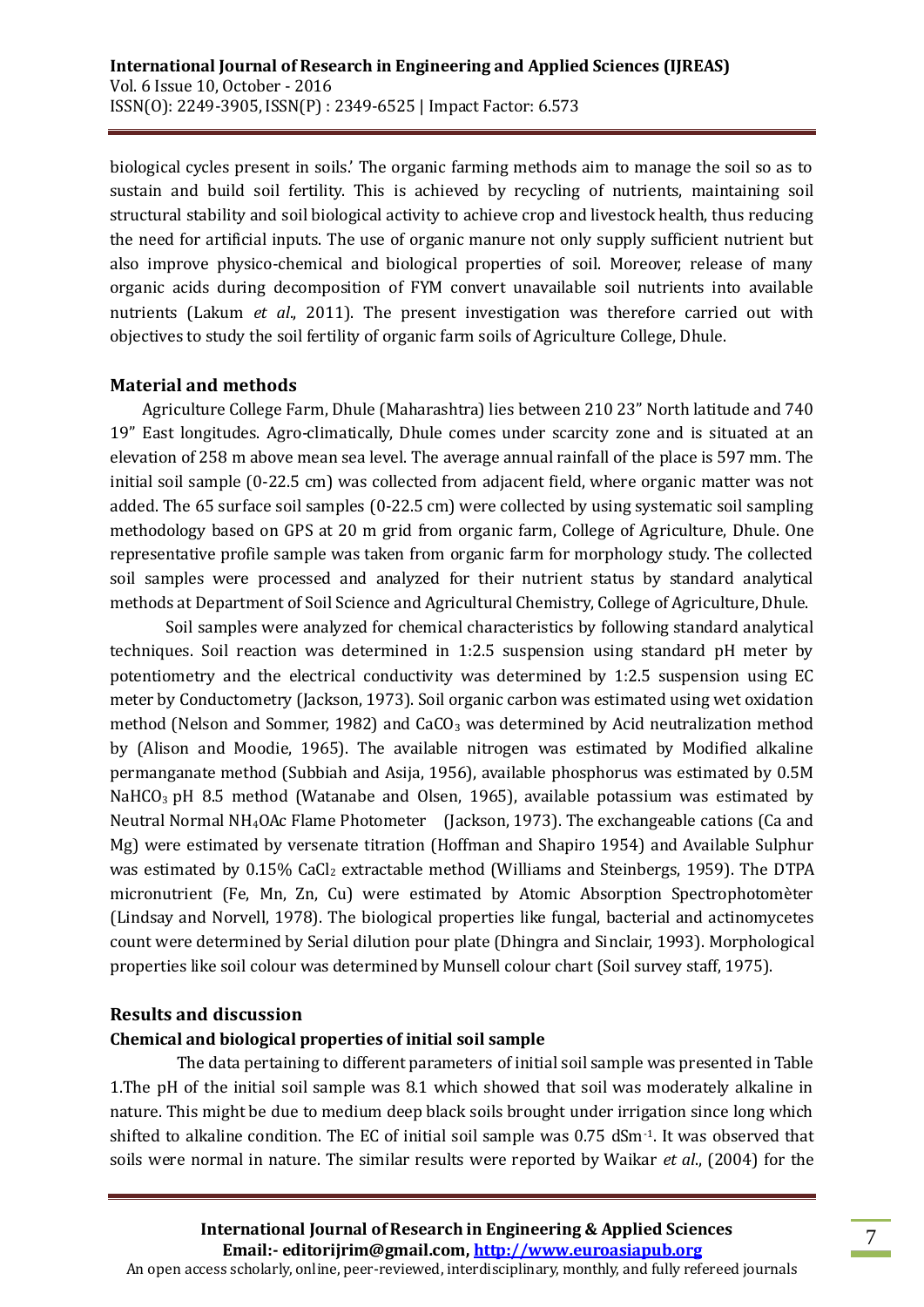biological cycles present in soils.' The organic farming methods aim to manage the soil so as to sustain and build soil fertility. This is achieved by recycling of nutrients, maintaining soil structural stability and soil biological activity to achieve crop and livestock health, thus reducing the need for artificial inputs. The use of organic manure not only supply sufficient nutrient but also improve physico-chemical and biological properties of soil. Moreover, release of many organic acids during decomposition of FYM convert unavailable soil nutrients into available nutrients (Lakum *et al*., 2011). The present investigation was therefore carried out with objectives to study the soil fertility of organic farm soils of Agriculture College, Dhule.

## Material and methods

Agriculture College Farm, Dhule (Maharashtra) lies between 210 23" North latitude and 740 19" East longitudes. Agro-climatically, Dhule comes under scarcity zone and is situated at an elevation of 258 m above mean sea level. The average annual rainfall of the place is 597 mm. The initial soil sample (0-22.5 cm) was collected from adjacent field, where organic matter was not added. The 65 surface soil samples (0-22.5 cm) were collected by using systematic soil sampling methodology based on GPS at 20 m grid from organic farm, College of Agriculture, Dhule. One representative profile sample was taken from organic farm for morphology study. The collected soil samples were processed and analyzed for their nutrient status by standard analytical methods at Department of Soil Science and Agricultural Chemistry, College of Agriculture, Dhule.

Soil samples were analyzed for chemical characteristics by following standard analytical techniques. Soil reaction was determined in 1:2.5 suspension using standard pH meter by potentiometry and the electrical conductivity was determined by 1:2.5 suspension using EC meter by Conductometry (Jackson, 1973). Soil organic carbon was estimated using wet oxidation method (Nelson and Sommer, 1982) and $CaCO_3$ was determined by Acid neutralization method by (Alison and Moodie, 1965). The available nitrogen was estimated by Modified alkaline permanganate method (Subbiah and Asija, 1956), available phosphorus was estimated by 0.5M $NaHCO_3$ pH 8.5 method (Watanabe and Olsen, 1965), available potassium was estimated by Neutral Normal $NH_4OAc$ Flame Photometer (Jackson, 1973). The exchangeable cations (Ca and Mg) were estimated by versenate titration (Hoffman and Shapiro 1954) and Available Sulphur was estimated by 0.15% $CaCl_2$ extractable method (Williams and Steinbergs, 1959). The DTPA micronutrient (Fe, Mn, Zn, Cu) were estimated by Atomic Absorption Spectrophotomèter (Lindsay and Norvell, 1978). The biological properties like fungal, bacterial and actinomycetes count were determined by Serial dilution pour plate (Dhingra and Sinclair, 1993). Morphological properties like soil colour was determined by Munsell colour chart (Soil survey staff, 1975).

## Results and discussion

### Chemical and biological properties of initial soil sample

The data pertaining to different parameters of initial soil sample was presented in Table 1.The pH of the initial soil sample was 8.1 which showed that soil was moderately alkaline in nature. This might be due to medium deep black soils brought under irrigation since long which shifted to alkaline condition. The EC of initial soil sample was 0.75 $dSm^{-1}$. It was observed that soils were normal in nature. The similar results were reported by Waikar *et al*., (2004) for the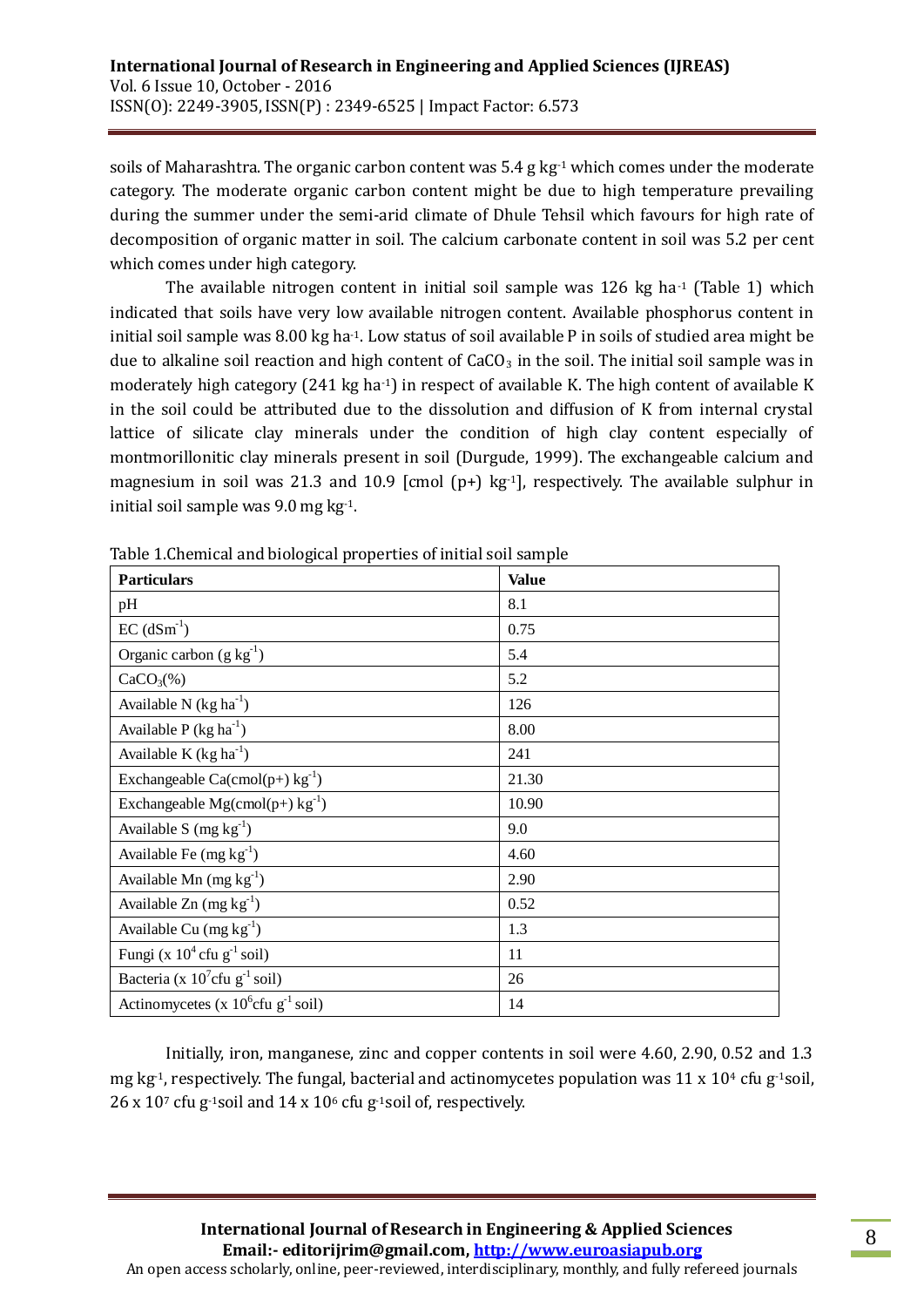soils of Maharashtra. The organic carbon content was 5.4 g kg$^{-1}$ which comes under the moderate category. The moderate organic carbon content might be due to high temperature prevailing during the summer under the semi-arid climate of Dhule Tehsil which favours for high rate of decomposition of organic matter in soil. The calcium carbonate content in soil was 5.2 per cent which comes under high category.

The available nitrogen content in initial soil sample was 126 kg ha$^{-1}$ (Table 1) which indicated that soils have very low available nitrogen content. Available phosphorus content in initial soil sample was 8.00 kg ha$^{-1}$. Low status of soil available P in soils of studied area might be due to alkaline soil reaction and high content of $CaCO_3$ in the soil. The initial soil sample was in moderately high category (241 kg ha$^{-1}$) in respect of available K. The high content of available K in the soil could be attributed due to the dissolution and diffusion of K from internal crystal lattice of silicate clay minerals under the condition of high clay content especially of montmorillonitic clay minerals present in soil (Durgude, 1999). The exchangeable calcium and magnesium in soil was 21.3 and 10.9 [cmol (p+) kg$^{-1}$], respectively. The available sulphur in initial soil sample was 9.0 mg kg$^{-1}$.

Table 1.Chemical and biological properties of initial soil sample

| **Particulars** | **Value** |
|---|---|
| pH | 8.1 |
| EC (dSm$^{-1}$) | 0.75 |
| Organic carbon (g kg$^{-1}$) | 5.4 |
| $CaCO_3$(%) | 5.2 |
| Available N (kg ha$^{-1}$) | 126 |
| Available P (kg ha$^{-1}$) | 8.00 |
| Available K (kg ha$^{-1}$) | 241 |
| Exchangeable Ca(cmol(p+) kg$^{-1}$) | 21.30 |
| Exchangeable Mg(cmol(p+) kg$^{-1}$) | 10.90 |
| Available S (mg kg$^{-1}$) | 9.0 |
| Available Fe (mg kg$^{-1}$) | 4.60 |
| Available Mn (mg kg$^{-1}$) | 2.90 |
| Available Zn (mg kg$^{-1}$) | 0.52 |
| Available Cu (mg kg$^{-1}$) | 1.3 |
| Fungi (x $10^4$ cfu g$^{-1}$ soil) | 11 |
| Bacteria (x $10^7$cfu g$^{-1}$ soil) | 26 |
| Actinomycetes (x $10^6$cfu g$^{-1}$ soil) | 14 |

Initially, iron, manganese, zinc and copper contents in soil were 4.60, 2.90, 0.52 and 1.3 mg kg$^{-1}$, respectively. The fungal, bacterial and actinomycetes population was 11 x $10^4$ cfu g$^{-1}$soil, 26 x $10^7$ cfu g$^{-1}$soil and 14 x $10^6$ cfu g$^{-1}$soil of, respectively.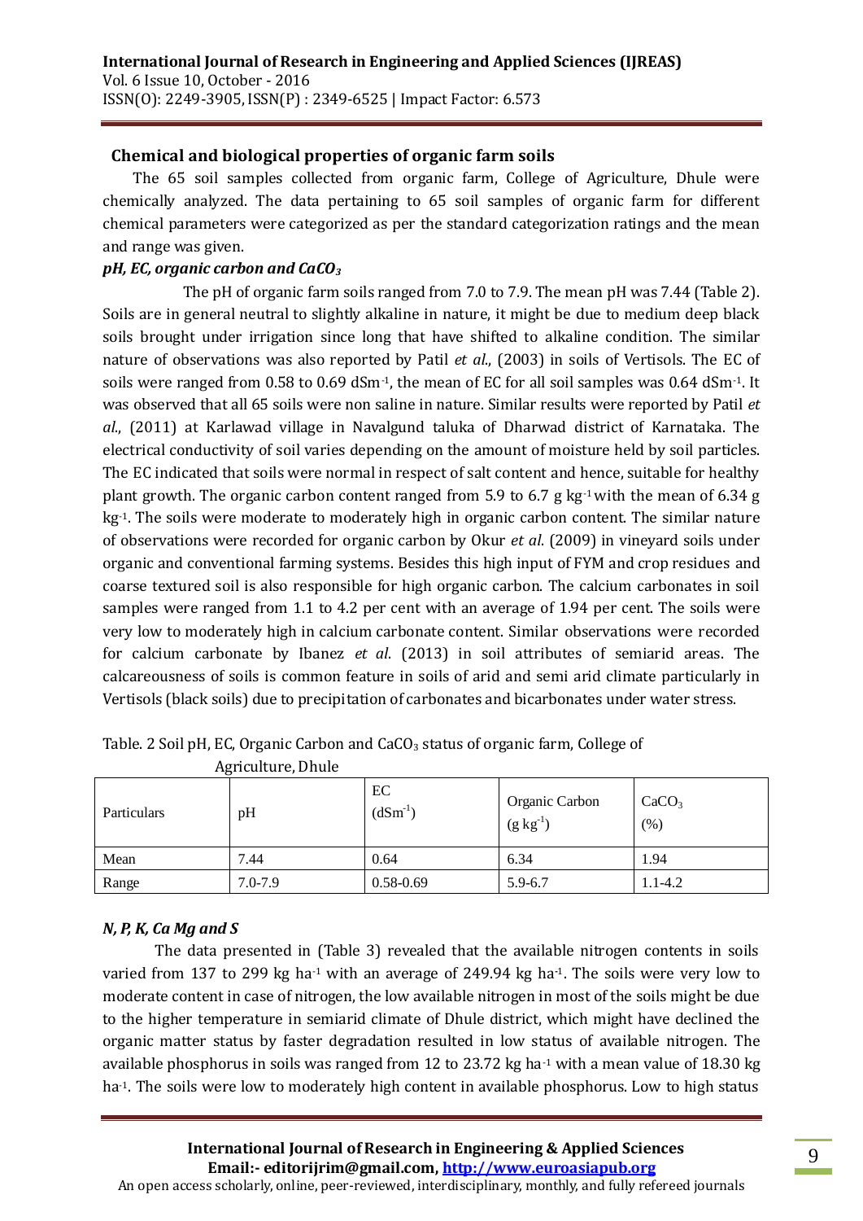## Chemical and biological properties of organic farm soils

The 65 soil samples collected from organic farm, College of Agriculture, Dhule were chemically analyzed. The data pertaining to 65 soil samples of organic farm for different chemical parameters were categorized as per the standard categorization ratings and the mean and range was given.

### *pH, EC, organic carbon and $CaCO_3$*

The pH of organic farm soils ranged from 7.0 to 7.9. The mean pH was 7.44 (Table 2). Soils are in general neutral to slightly alkaline in nature, it might be due to medium deep black soils brought under irrigation since long that have shifted to alkaline condition. The similar nature of observations was also reported by Patil *et al*., (2003) in soils of Vertisols. The EC of soils were ranged from 0.58 to 0.69 $dSm^{-1}$, the mean of EC for all soil samples was 0.64 $dSm^{-1}$. It was observed that all 65 soils were non saline in nature. Similar results were reported by Patil *et al*., (2011) at Karlawad village in Navalgund taluka of Dharwad district of Karnataka. The electrical conductivity of soil varies depending on the amount of moisture held by soil particles. The EC indicated that soils were normal in respect of salt content and hence, suitable for healthy plant growth. The organic carbon content ranged from 5.9 to 6.7 g $kg^{-1}$ with the mean of 6.34 g $kg^{-1}$. The soils were moderate to moderately high in organic carbon content. The similar nature of observations were recorded for organic carbon by Okur *et al*. (2009) in vineyard soils under organic and conventional farming systems. Besides this high input of FYM and crop residues and coarse textured soil is also responsible for high organic carbon. The calcium carbonates in soil samples were ranged from 1.1 to 4.2 per cent with an average of 1.94 per cent. The soils were very low to moderately high in calcium carbonate content. Similar observations were recorded for calcium carbonate by Ibanez *et al*. (2013) in soil attributes of semiarid areas. The calcareousness of soils is common feature in soils of arid and semi arid climate particularly in Vertisols (black soils) due to precipitation of carbonates and bicarbonates under water stress.

Table. 2 Soil pH, EC, Organic Carbon and $CaCO_3$ status of organic farm, College of Agriculture, Dhule

| Particulars | pH | EC ($dSm^{-1}$) | Organic Carbon ($g\ kg^{-1}$) | $CaCO_3$ (%) |
|---|---|---|---|---|
| Mean | 7.44 | 0.64 | 6.34 | 1.94 |
| Range | 7.0-7.9 | 0.58-0.69 | 5.9-6.7 | 1.1-4.2 |

### *N, P, K, Ca Mg and S*

The data presented in (Table 3) revealed that the available nitrogen contents in soils varied from 137 to 299 kg $ha^{-1}$ with an average of 249.94 kg $ha^{-1}$. The soils were very low to moderate content in case of nitrogen, the low available nitrogen in most of the soils might be due to the higher temperature in semiarid climate of Dhule district, which might have declined the organic matter status by faster degradation resulted in low status of available nitrogen. The available phosphorus in soils was ranged from 12 to 23.72 kg $ha^{-1}$ with a mean value of 18.30 kg $ha^{-1}$. The soils were low to moderately high content in available phosphorus. Low to high status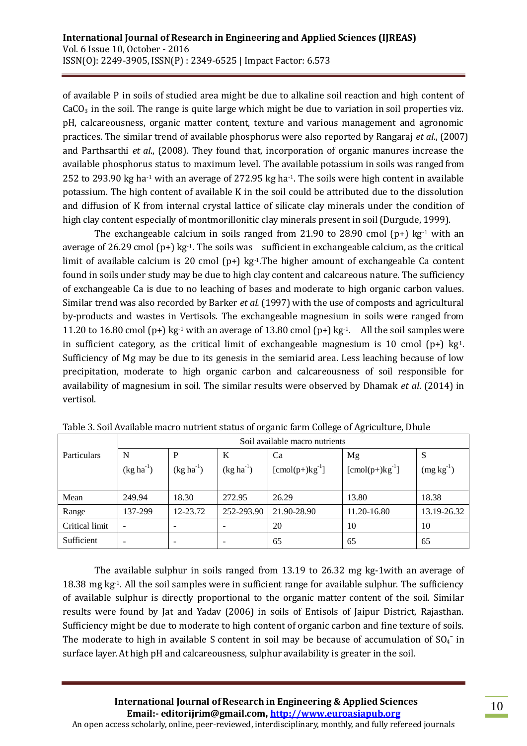of available P in soils of studied area might be due to alkaline soil reaction and high content of $CaCO_3$ in the soil. The range is quite large which might be due to variation in soil properties viz. pH, calcareousness, organic matter content, texture and various management and agronomic practices. The similar trend of available phosphorus were also reported by Rangaraj *et al*., (2007) and Parthsarthi *et al*., (2008). They found that, incorporation of organic manures increase the available phosphorus status to maximum level. The available potassium in soils was ranged from 252 to 293.90 kg ha$^{-1}$ with an average of 272.95 kg ha$^{-1}$. The soils were high content in available potassium. The high content of available K in the soil could be attributed due to the dissolution and diffusion of K from internal crystal lattice of silicate clay minerals under the condition of high clay content especially of montmorillonitic clay minerals present in soil (Durgude, 1999).

The exchangeable calcium in soils ranged from 21.90 to 28.90 cmol (p+) kg$^{-1}$ with an average of 26.29 cmol (p+) kg$^{-1}$. The soils was sufficient in exchangeable calcium, as the critical limit of available calcium is 20 cmol (p+) kg$^{-1}$.The higher amount of exchangeable Ca content found in soils under study may be due to high clay content and calcareous nature. The sufficiency of exchangeable Ca is due to no leaching of bases and moderate to high organic carbon values. Similar trend was also recorded by Barker *et al.* (1997) with the use of composts and agricultural by-products and wastes in Vertisols. The exchangeable magnesium in soils were ranged from 11.20 to 16.80 cmol (p+) kg$^{-1}$ with an average of 13.80 cmol (p+) kg$^{-1}$. All the soil samples were in sufficient category, as the critical limit of exchangeable magnesium is 10 cmol (p+) kg$^{1}$. Sufficiency of Mg may be due to its genesis in the semiarid area. Less leaching because of low precipitation, moderate to high organic carbon and calcareousness of soil responsible for availability of magnesium in soil. The similar results were observed by Dhamak *et al*. (2014) in vertisol.

Table 3. Soil Available macro nutrient status of organic farm College of Agriculture, Dhule

| Particulars | Soil available macro nutrients | | | | | |
|---|---|---|---|---|---|---|
| | N (kg ha$^{-1}$) | P (kg ha$^{-1}$) | K (kg ha$^{-1}$) | Ca [cmol(p+)kg$^{-1}$] | Mg [cmol(p+)kg$^{-1}$] | S (mg kg$^{-1}$) |
| Mean | 249.94 | 18.30 | 272.95 | 26.29 | 13.80 | 18.38 |
| Range | 137-299 | 12-23.72 | 252-293.90 | 21.90-28.90 | 11.20-16.80 | 13.19-26.32 |
| Critical limit | - | - | - | 20 | 10 | 10 |
| Sufficient | - | - | - | 65 | 65 | 65 |

The available sulphur in soils ranged from 13.19 to 26.32 mg kg-1with an average of 18.38 mg kg$^{-1}$. All the soil samples were in sufficient range for available sulphur. The sufficiency of available sulphur is directly proportional to the organic matter content of the soil. Similar results were found by Jat and Yadav (2006) in soils of Entisols of Jaipur District, Rajasthan. Sufficiency might be due to moderate to high content of organic carbon and fine texture of soils. The moderate to high in available S content in soil may be because of accumulation of $SO_4^-$ in surface layer. At high pH and calcareousness, sulphur availability is greater in the soil.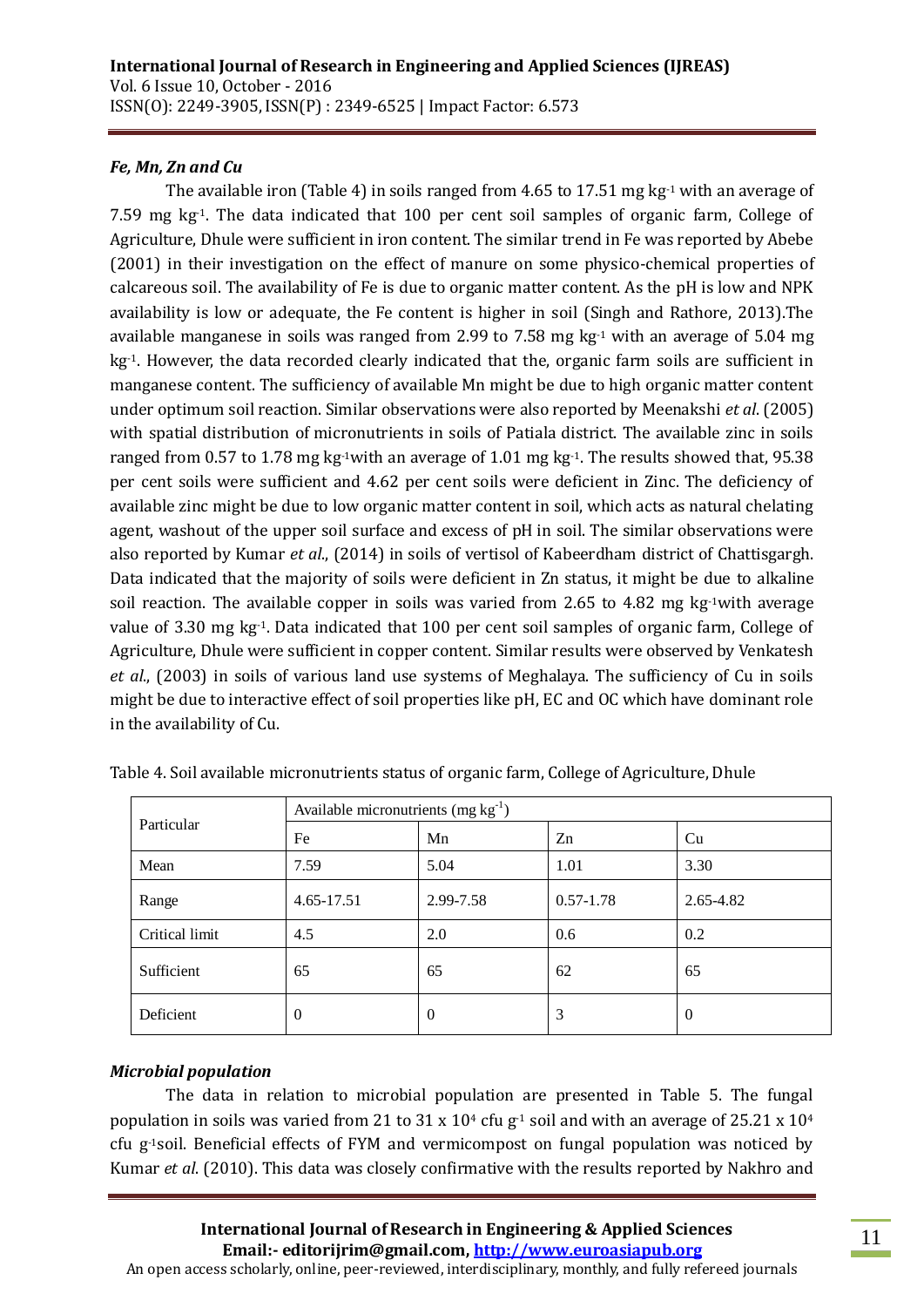### *Fe, Mn, Zn and Cu*

The available iron (Table 4) in soils ranged from 4.65 to 17.51 mg $kg^{-1}$ with an average of 7.59 mg $kg^{-1}$. The data indicated that 100 per cent soil samples of organic farm, College of Agriculture, Dhule were sufficient in iron content. The similar trend in Fe was reported by Abebe (2001) in their investigation on the effect of manure on some physico-chemical properties of calcareous soil. The availability of Fe is due to organic matter content. As the pH is low and NPK availability is low or adequate, the Fe content is higher in soil (Singh and Rathore, 2013).The available manganese in soils was ranged from 2.99 to 7.58 mg $kg^{-1}$ with an average of 5.04 mg $kg^{-1}$. However, the data recorded clearly indicated that the, organic farm soils are sufficient in manganese content. The sufficiency of available Mn might be due to high organic matter content under optimum soil reaction. Similar observations were also reported by Meenakshi *et al*. (2005) with spatial distribution of micronutrients in soils of Patiala district. The available zinc in soils ranged from 0.57 to 1.78 mg $kg^{-1}$with an average of 1.01 mg $kg^{-1}$. The results showed that, 95.38 per cent soils were sufficient and 4.62 per cent soils were deficient in Zinc. The deficiency of available zinc might be due to low organic matter content in soil, which acts as natural chelating agent, washout of the upper soil surface and excess of pH in soil. The similar observations were also reported by Kumar *et al*., (2014) in soils of vertisol of Kabeerdham district of Chattisgargh. Data indicated that the majority of soils were deficient in Zn status, it might be due to alkaline soil reaction. The available copper in soils was varied from 2.65 to 4.82 mg $kg^{-1}$with average value of 3.30 mg $kg^{-1}$. Data indicated that 100 per cent soil samples of organic farm, College of Agriculture, Dhule were sufficient in copper content. Similar results were observed by Venkatesh *et al*., (2003) in soils of various land use systems of Meghalaya. The sufficiency of Cu in soils might be due to interactive effect of soil properties like pH, EC and OC which have dominant role in the availability of Cu.

Table 4. Soil available micronutrients status of organic farm, College of Agriculture, Dhule

| Particular | Available micronutrients (mg $kg^{-1}$) | | | |
|---|---|---|---|---|
| | Fe | Mn | Zn | Cu |
| Mean | 7.59 | 5.04 | 1.01 | 3.30 |
| Range | 4.65-17.51 | 2.99-7.58 | 0.57-1.78 | 2.65-4.82 |
| Critical limit | 4.5 | 2.0 | 0.6 | 0.2 |
| Sufficient | 65 | 65 | 62 | 65 |
| Deficient | 0 | 0 | 3 | 0 |

### *Microbial population*

The data in relation to microbial population are presented in Table 5. The fungal population in soils was varied from 21 to 31 x $10^4$ cfu $g^{-1}$ soil and with an average of 25.21 x $10^4$ cfu $g^{-1}$soil. Beneficial effects of FYM and vermicompost on fungal population was noticed by Kumar *et al*. (2010). This data was closely confirmative with the results reported by Nakhro and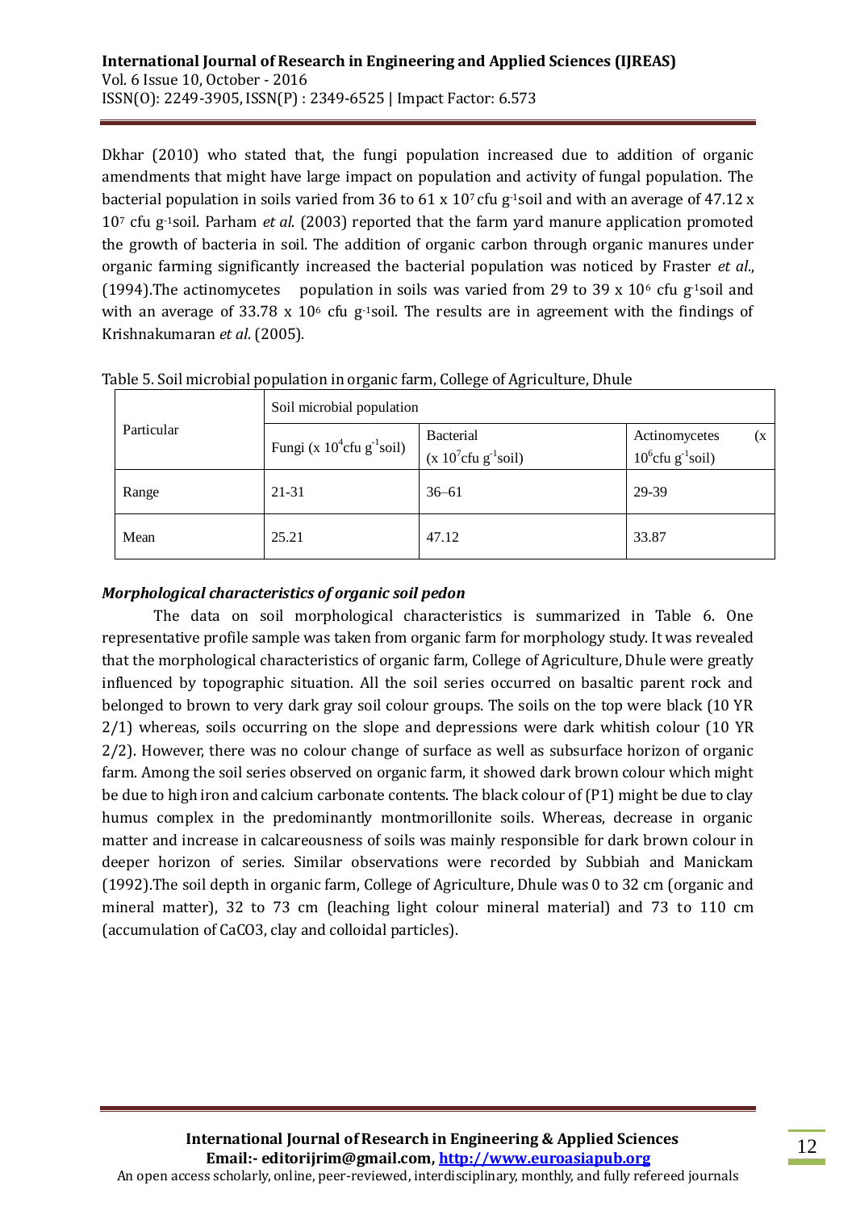Dkhar (2010) who stated that, the fungi population increased due to addition of organic amendments that might have large impact on population and activity of fungal population. The bacterial population in soils varied from 36 to 61 x $10^7$ cfu $g^{-1}$soil and with an average of 47.12 x $10^7$ cfu $g^{-1}$soil. Parham *et al.* (2003) reported that the farm yard manure application promoted the growth of bacteria in soil. The addition of organic carbon through organic manures under organic farming significantly increased the bacterial population was noticed by Fraster *et al.*, (1994).The actinomycetes population in soils was varied from 29 to 39 x $10^6$ cfu $g^{-1}$soil and with an average of 33.78 x $10^6$ cfu $g^{-1}$soil. The results are in agreement with the findings of Krishnakumaran *et al.* (2005).

Table 5. Soil microbial population in organic farm, College of Agriculture, Dhule

| Particular | Soil microbial population | | |
|---|---|---|---|
| | Fungi (x $10^4$cfu $g^{-1}$soil) | Bacterial (x $10^7$cfu $g^{-1}$soil) | Actinomycetes (x $10^6$cfu $g^{-1}$soil) |
| Range | 21-31 | 36–61 | 29-39 |
| Mean | 25.21 | 47.12 | 33.87 |

***Morphological characteristics of organic soil pedon***

The data on soil morphological characteristics is summarized in Table 6. One representative profile sample was taken from organic farm for morphology study. It was revealed that the morphological characteristics of organic farm, College of Agriculture, Dhule were greatly influenced by topographic situation. All the soil series occurred on basaltic parent rock and belonged to brown to very dark gray soil colour groups. The soils on the top were black (10 YR 2/1) whereas, soils occurring on the slope and depressions were dark whitish colour (10 YR 2/2). However, there was no colour change of surface as well as subsurface horizon of organic farm. Among the soil series observed on organic farm, it showed dark brown colour which might be due to high iron and calcium carbonate contents. The black colour of (P1) might be due to clay humus complex in the predominantly montmorillonite soils. Whereas, decrease in organic matter and increase in calcareousness of soils was mainly responsible for dark brown colour in deeper horizon of series. Similar observations were recorded by Subbiah and Manickam (1992).The soil depth in organic farm, College of Agriculture, Dhule was 0 to 32 cm (organic and mineral matter), 32 to 73 cm (leaching light colour mineral material) and 73 to 110 cm (accumulation of $CaCO_3$, clay and colloidal particles).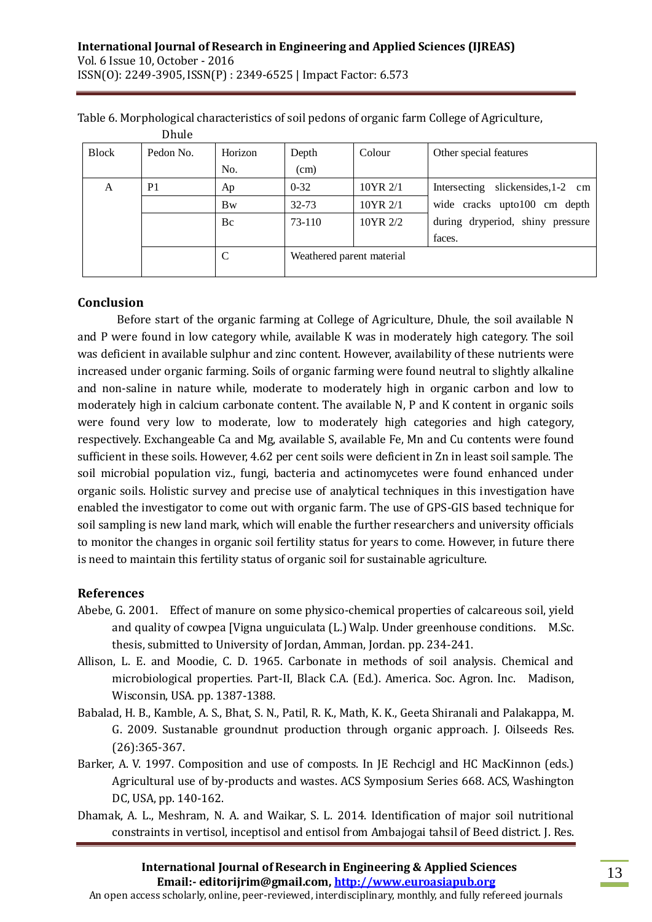Table 6. Morphological characteristics of soil pedons of organic farm College of Agriculture, Dhule

| Block | Pedon No. | Horizon No. | Depth (cm) | Colour | Other special features |
|---|---|---|---|---|---|
| A | P1 | Ap | 0-32 | 10YR 2/1 | Intersecting slickensides,1-2 cm wide cracks upto100 cm depth during dryperiod, shiny pressure faces. |
| | | Bw | 32-73 | 10YR 2/1 | |
| | | Bc | 73-110 | 10YR 2/2 | |
| | | C | Weathered parent material | | |

## Conclusion

Before start of the organic farming at College of Agriculture, Dhule, the soil available N and P were found in low category while, available K was in moderately high category. The soil was deficient in available sulphur and zinc content. However, availability of these nutrients were increased under organic farming. Soils of organic farming were found neutral to slightly alkaline and non-saline in nature while, moderate to moderately high in organic carbon and low to moderately high in calcium carbonate content. The available N, P and K content in organic soils were found very low to moderate, low to moderately high categories and high category, respectively. Exchangeable Ca and Mg, available S, available Fe, Mn and Cu contents were found sufficient in these soils. However, 4.62 per cent soils were deficient in Zn in least soil sample. The soil microbial population viz., fungi, bacteria and actinomycetes were found enhanced under organic soils. Holistic survey and precise use of analytical techniques in this investigation have enabled the investigator to come out with organic farm. The use of GPS-GIS based technique for soil sampling is new land mark, which will enable the further researchers and university officials to monitor the changes in organic soil fertility status for years to come. However, in future there is need to maintain this fertility status of organic soil for sustainable agriculture.

## References

Abebe, G. 2001. Effect of manure on some physico-chemical properties of calcareous soil, yield and quality of cowpea [Vigna unguiculata (L.) Walp. Under greenhouse conditions. M.Sc. thesis, submitted to University of Jordan, Amman, Jordan. pp. 234-241.

Allison, L. E. and Moodie, C. D. 1965. Carbonate in methods of soil analysis. Chemical and microbiological properties. Part-II, Black C.A. (Ed.). America. Soc. Agron. Inc. Madison, Wisconsin, USA. pp. 1387-1388.

Babalad, H. B., Kamble, A. S., Bhat, S. N., Patil, R. K., Math, K. K., Geeta Shiranali and Palakappa, M. G. 2009. Sustanable groundnut production through organic approach. J. Oilseeds Res. (26):365-367.

Barker, A. V. 1997. Composition and use of composts. In JE Rechcigl and HC MacKinnon (eds.) Agricultural use of by-products and wastes. ACS Symposium Series 668. ACS, Washington DC, USA, pp. 140-162.

Dhamak, A. L., Meshram, N. A. and Waikar, S. L. 2014. Identification of major soil nutritional constraints in vertisol, inceptisol and entisol from Ambajogai tahsil of Beed district. J. Res.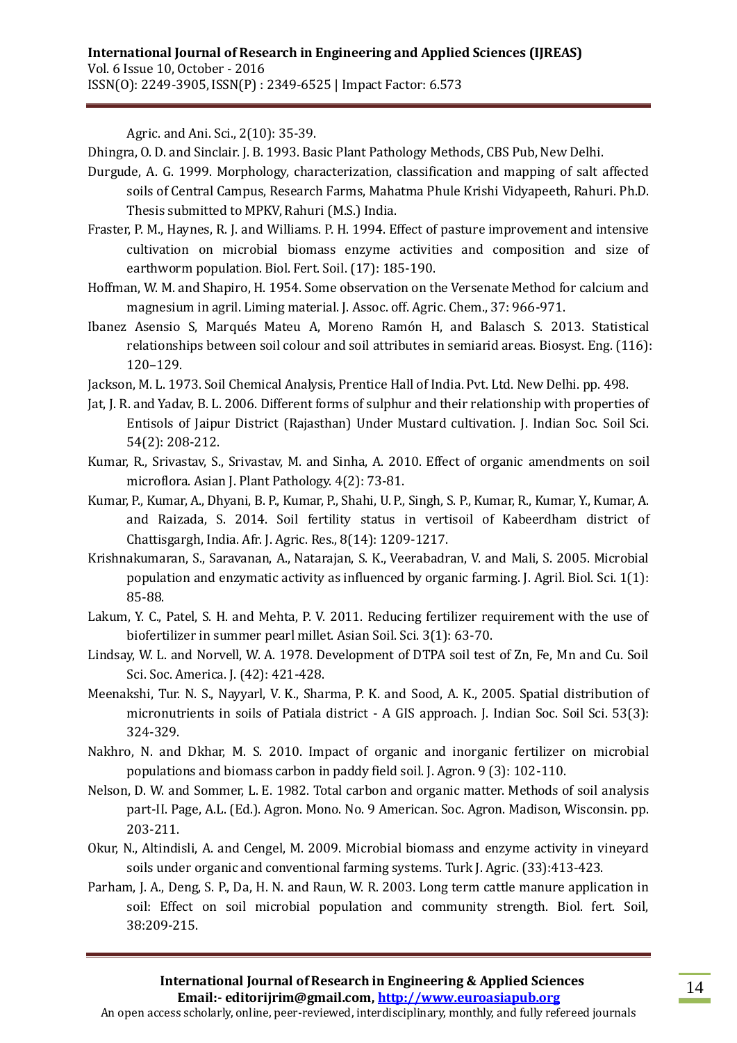Agric. and Ani. Sci., 2(10): 35-39.

Dhingra, O. D. and Sinclair. J. B. 1993. Basic Plant Pathology Methods, CBS Pub, New Delhi.

Durgude, A. G. 1999. Morphology, characterization, classification and mapping of salt affected soils of Central Campus, Research Farms, Mahatma Phule Krishi Vidyapeeth, Rahuri. Ph.D. Thesis submitted to MPKV, Rahuri (M.S.) India.

Fraster, P. M., Haynes, R. J. and Williams. P. H. 1994. Effect of pasture improvement and intensive cultivation on microbial biomass enzyme activities and composition and size of earthworm population. Biol. Fert. Soil. (17): 185-190.

Hoffman, W. M. and Shapiro, H. 1954. Some observation on the Versenate Method for calcium and magnesium in agril. Liming material. J. Assoc. off. Agric. Chem., 37: 966-971.

Ibanez Asensio S, Marqués Mateu A, Moreno Ramón H, and Balasch S. 2013. Statistical relationships between soil colour and soil attributes in semiarid areas. Biosyst. Eng. (116): 120–129.

Jackson, M. L. 1973. Soil Chemical Analysis, Prentice Hall of India. Pvt. Ltd. New Delhi. pp. 498.

Jat, J. R. and Yadav, B. L. 2006. Different forms of sulphur and their relationship with properties of Entisols of Jaipur District (Rajasthan) Under Mustard cultivation. J. Indian Soc. Soil Sci. 54(2): 208-212.

Kumar, R., Srivastav, S., Srivastav, M. and Sinha, A. 2010. Effect of organic amendments on soil microflora. Asian J. Plant Pathology. 4(2): 73-81.

Kumar, P., Kumar, A., Dhyani, B. P., Kumar, P., Shahi, U. P., Singh, S. P., Kumar, R., Kumar, Y., Kumar, A. and Raizada, S. 2014. Soil fertility status in vertisoil of Kabeerdham district of Chattisgargh, India. Afr. J. Agric. Res., 8(14): 1209-1217.

Krishnakumaran, S., Saravanan, A., Natarajan, S. K., Veerabadran, V. and Mali, S. 2005. Microbial population and enzymatic activity as influenced by organic farming. J. Agril. Biol. Sci. 1(1): 85-88.

Lakum, Y. C., Patel, S. H. and Mehta, P. V. 2011. Reducing fertilizer requirement with the use of biofertilizer in summer pearl millet. Asian Soil. Sci. 3(1): 63-70.

Lindsay, W. L. and Norvell, W. A. 1978. Development of DTPA soil test of Zn, Fe, Mn and Cu. Soil Sci. Soc. America. J. (42): 421-428.

Meenakshi, Tur. N. S., Nayyarl, V. K., Sharma, P. K. and Sood, A. K., 2005. Spatial distribution of micronutrients in soils of Patiala district - A GIS approach. J. Indian Soc. Soil Sci. 53(3): 324-329.

Nakhro, N. and Dkhar, M. S. 2010. Impact of organic and inorganic fertilizer on microbial populations and biomass carbon in paddy field soil. J. Agron. 9 (3): 102-110.

Nelson, D. W. and Sommer, L. E. 1982. Total carbon and organic matter. Methods of soil analysis part-II. Page, A.L. (Ed.). Agron. Mono. No. 9 American. Soc. Agron. Madison, Wisconsin. pp. 203-211.

Okur, N., Altindisli, A. and Cengel, M. 2009. Microbial biomass and enzyme activity in vineyard soils under organic and conventional farming systems. Turk J. Agric. (33):413-423.

Parham, J. A., Deng, S. P., Da, H. N. and Raun, W. R. 2003. Long term cattle manure application in soil: Effect on soil microbial population and community strength. Biol. fert. Soil, 38:209-215.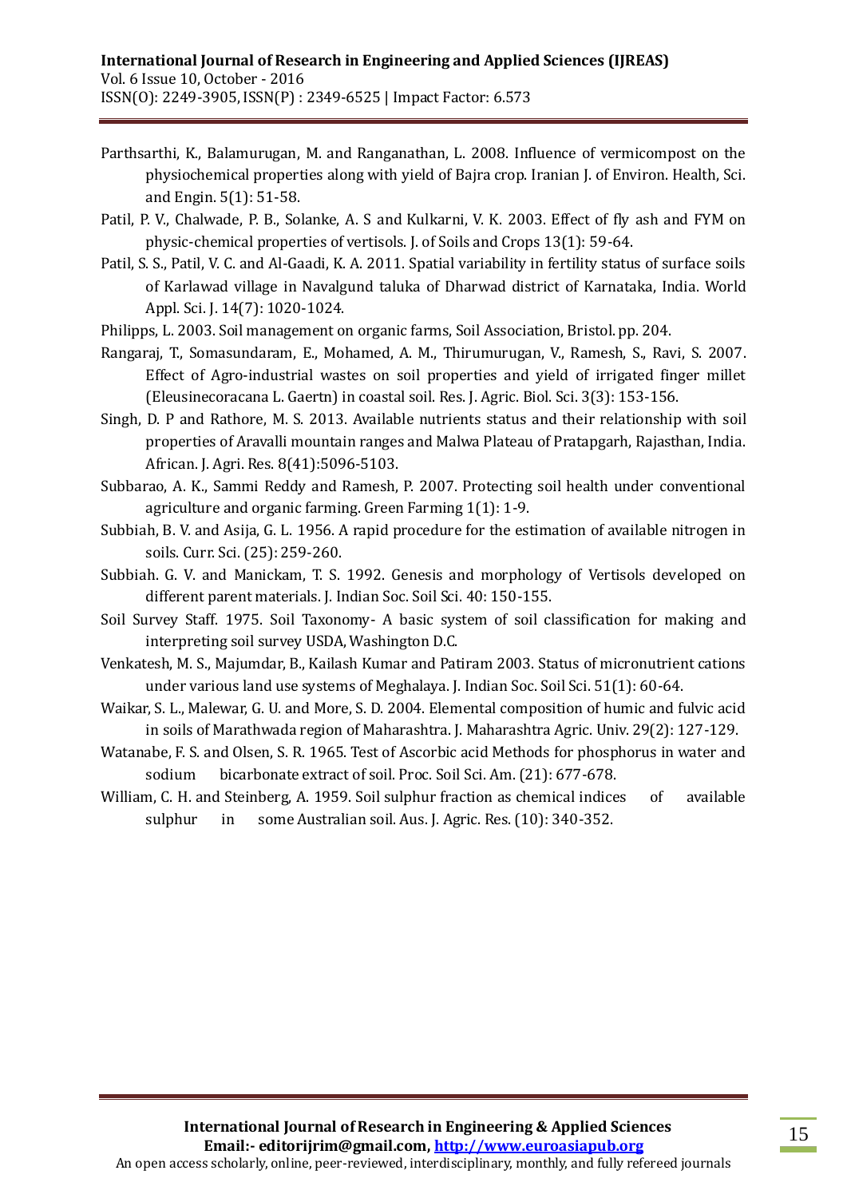Parthsarthi, K., Balamurugan, M. and Ranganathan, L. 2008. Influence of vermicompost on the physiochemical properties along with yield of Bajra crop. Iranian J. of Environ. Health, Sci. and Engin. 5(1): 51-58.

Patil, P. V., Chalwade, P. B., Solanke, A. S and Kulkarni, V. K. 2003. Effect of fly ash and FYM on physic-chemical properties of vertisols. J. of Soils and Crops 13(1): 59-64.

Patil, S. S., Patil, V. C. and Al-Gaadi, K. A. 2011. Spatial variability in fertility status of surface soils of Karlawad village in Navalgund taluka of Dharwad district of Karnataka, India. World Appl. Sci. J. 14(7): 1020-1024.

Philipps, L. 2003. Soil management on organic farms, Soil Association, Bristol. pp. 204.

Rangaraj, T., Somasundaram, E., Mohamed, A. M., Thirumurugan, V., Ramesh, S., Ravi, S. 2007. Effect of Agro-industrial wastes on soil properties and yield of irrigated finger millet (Eleusinecoracana L. Gaertn) in coastal soil. Res. J. Agric. Biol. Sci. 3(3): 153-156.

Singh, D. P and Rathore, M. S. 2013. Available nutrients status and their relationship with soil properties of Aravalli mountain ranges and Malwa Plateau of Pratapgarh, Rajasthan, India. African. J. Agri. Res. 8(41):5096-5103.

Subbarao, A. K., Sammi Reddy and Ramesh, P. 2007. Protecting soil health under conventional agriculture and organic farming. Green Farming 1(1): 1-9.

Subbiah, B. V. and Asija, G. L. 1956. A rapid procedure for the estimation of available nitrogen in soils. Curr. Sci. (25): 259-260.

Subbiah. G. V. and Manickam, T. S. 1992. Genesis and morphology of Vertisols developed on different parent materials. J. Indian Soc. Soil Sci. 40: 150-155.

Soil Survey Staff. 1975. Soil Taxonomy- A basic system of soil classification for making and interpreting soil survey USDA, Washington D.C.

Venkatesh, M. S., Majumdar, B., Kailash Kumar and Patiram 2003. Status of micronutrient cations under various land use systems of Meghalaya. J. Indian Soc. Soil Sci. 51(1): 60-64.

Waikar, S. L., Malewar, G. U. and More, S. D. 2004. Elemental composition of humic and fulvic acid in soils of Marathwada region of Maharashtra. J. Maharashtra Agric. Univ. 29(2): 127-129.

Watanabe, F. S. and Olsen, S. R. 1965. Test of Ascorbic acid Methods for phosphorus in water and sodium bicarbonate extract of soil. Proc. Soil Sci. Am. (21): 677-678.

William, C. H. and Steinberg, A. 1959. Soil sulphur fraction as chemical indices of available sulphur in some Australian soil. Aus. J. Agric. Res. (10): 340-352.